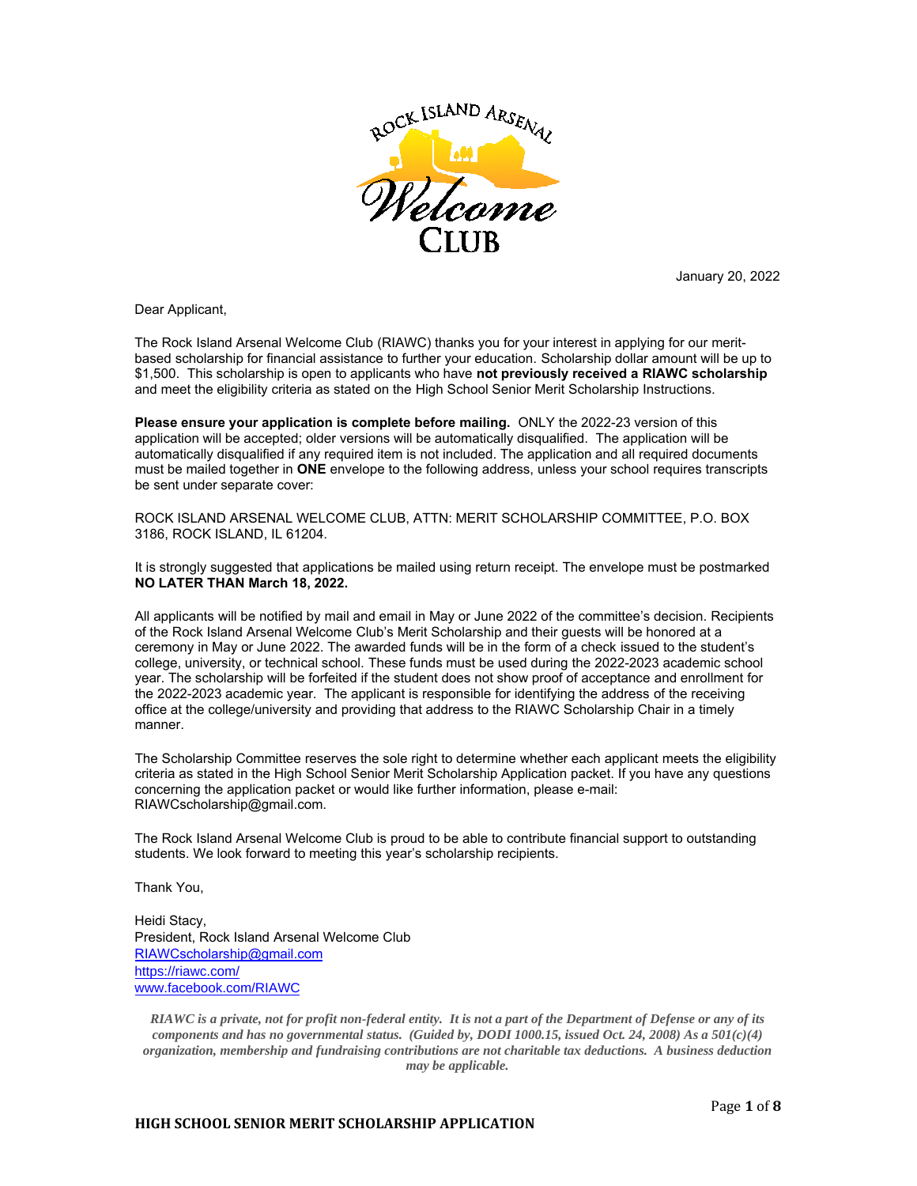January 20, 2022

Dear Applicant,

The Rock Island Arsenal Welcome Club (RIAWC) thanks you for your interest in applying for our merit-based scholarship for financial assistance to further your education. Scholarship dollar amount will be up to $1,500. This scholarship is open to applicants who have **not previously received a RIAWC scholarship** and meet the eligibility criteria as stated on the High School Senior Merit Scholarship Instructions.

**Please ensure your application is complete before mailing.** ONLY the 2022-23 version of this application will be accepted; older versions will be automatically disqualified. The application will be automatically disqualified if any required item is not included. The application and all required documents must be mailed together in **ONE** envelope to the following address, unless your school requires transcripts be sent under separate cover:

ROCK ISLAND ARSENAL WELCOME CLUB, ATTN: MERIT SCHOLARSHIP COMMITTEE, P.O. BOX 3186, ROCK ISLAND, IL 61204.

It is strongly suggested that applications be mailed using return receipt. The envelope must be postmarked **NO LATER THAN March 18, 2022.**

All applicants will be notified by mail and email in May or June 2022 of the committee's decision. Recipients of the Rock Island Arsenal Welcome Club's Merit Scholarship and their guests will be honored at a ceremony in May or June 2022. The awarded funds will be in the form of a check issued to the student's college, university, or technical school. These funds must be used during the 2022-2023 academic school year. The scholarship will be forfeited if the student does not show proof of acceptance and enrollment for the 2022-2023 academic year. The applicant is responsible for identifying the address of the receiving office at the college/university and providing that address to the RIAWC Scholarship Chair in a timely manner.

The Scholarship Committee reserves the sole right to determine whether each applicant meets the eligibility criteria as stated in the High School Senior Merit Scholarship Application packet. If you have any questions concerning the application packet or would like further information, please e-mail: RIAWCscholarship@gmail.com.

The Rock Island Arsenal Welcome Club is proud to be able to contribute financial support to outstanding students. We look forward to meeting this year's scholarship recipients.

Thank You,

Heidi Stacy,
President, Rock Island Arsenal Welcome Club
RIAWCscholarship@gmail.com
https://riawc.com/
www.facebook.com/RIAWC

***RIAWC is a private, not for profit non-federal entity. It is not a part of the Department of Defense or any of its components and has no governmental status. (Guided by, DODI 1000.15, issued Oct. 24, 2008) As a 501(c)(4) organization, membership and fundraising contributions are not charitable tax deductions. A business deduction may be applicable.***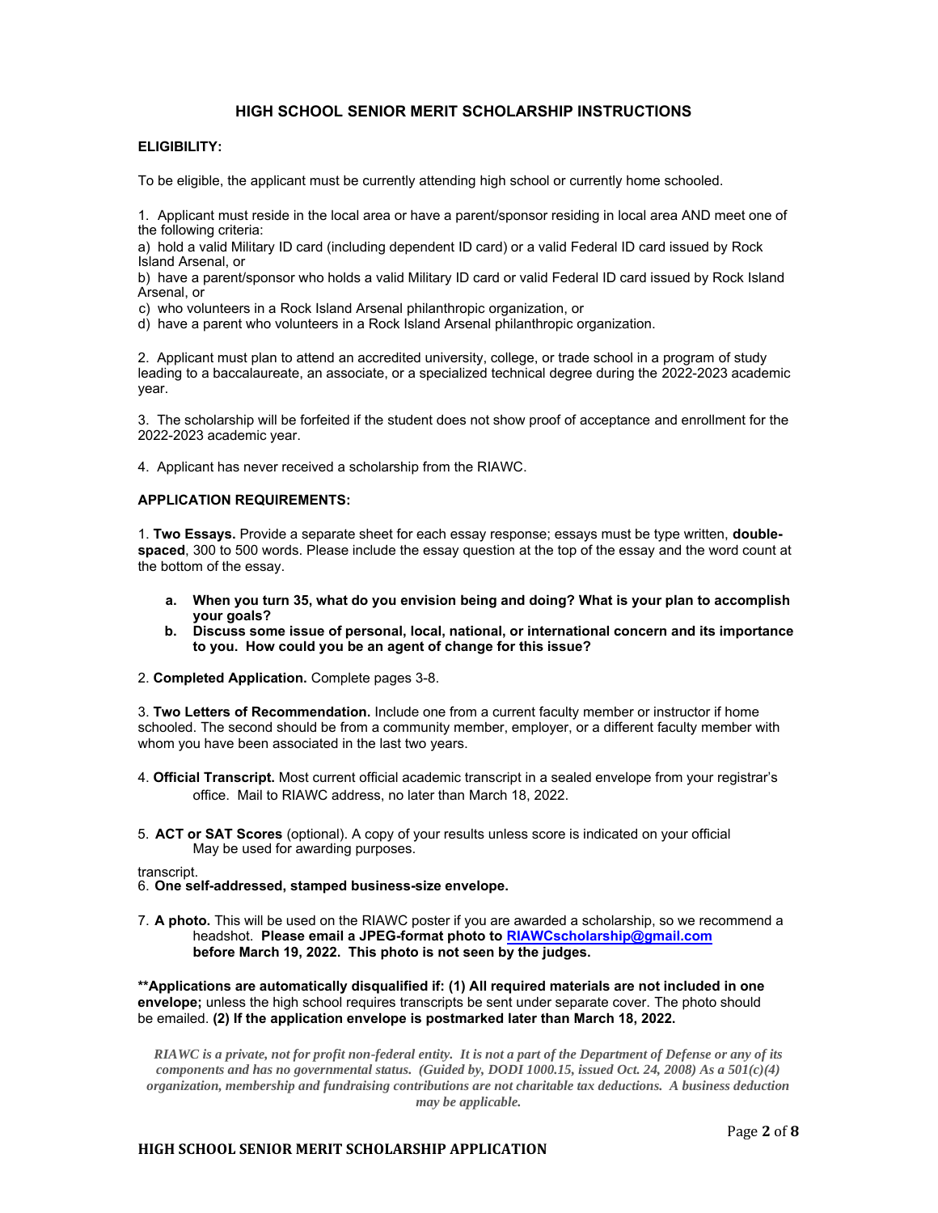## HIGH SCHOOL SENIOR MERIT SCHOLARSHIP INSTRUCTIONS

**ELIGIBILITY:**

To be eligible, the applicant must be currently attending high school or currently home schooled.

1. Applicant must reside in the local area or have a parent/sponsor residing in local area AND meet one of the following criteria:

a) hold a valid Military ID card (including dependent ID card) or a valid Federal ID card issued by Rock Island Arsenal, or

b) have a parent/sponsor who holds a valid Military ID card or valid Federal ID card issued by Rock Island Arsenal, or

c) who volunteers in a Rock Island Arsenal philanthropic organization, or

d) have a parent who volunteers in a Rock Island Arsenal philanthropic organization.

2. Applicant must plan to attend an accredited university, college, or trade school in a program of study leading to a baccalaureate, an associate, or a specialized technical degree during the 2022-2023 academic year.

3. The scholarship will be forfeited if the student does not show proof of acceptance and enrollment for the 2022-2023 academic year.

4. Applicant has never received a scholarship from the RIAWC.

**APPLICATION REQUIREMENTS:**

1. **Two Essays.** Provide a separate sheet for each essay response; essays must be type written, **double-spaced**, 300 to 500 words. Please include the essay question at the top of the essay and the word count at the bottom of the essay.

   a. **When you turn 35, what do you envision being and doing? What is your plan to accomplish your goals?**
   b. **Discuss some issue of personal, local, national, or international concern and its importance to you. How could you be an agent of change for this issue?**

2. **Completed Application.** Complete pages 3-8.

3. **Two Letters of Recommendation.** Include one from a current faculty member or instructor if home schooled. The second should be from a community member, employer, or a different faculty member with whom you have been associated in the last two years.

4. **Official Transcript.** Most current official academic transcript in a sealed envelope from your registrar's office. Mail to RIAWC address, no later than March 18, 2022.

5. **ACT or SAT Scores** (optional). A copy of your results unless score is indicated on your official transcript. May be used for awarding purposes.

6. **One self-addressed, stamped business-size envelope.**

7. **A photo.** This will be used on the RIAWC poster if you are awarded a scholarship, so we recommend a headshot. **Please email a JPEG-format photo to RIAWCscholarship@gmail.com before March 19, 2022. This photo is not seen by the judges.**

**\*\*Applications are automatically disqualified if: (1) All required materials are not included in one envelope;** unless the high school requires transcripts be sent under separate cover. The photo should be emailed. **(2) If the application envelope is postmarked later than March 18, 2022.**

***RIAWC is a private, not for profit non-federal entity. It is not a part of the Department of Defense or any of its components and has no governmental status. (Guided by, DODI 1000.15, issued Oct. 24, 2008) As a 501(c)(4) organization, membership and fundraising contributions are not charitable tax deductions. A business deduction may be applicable.***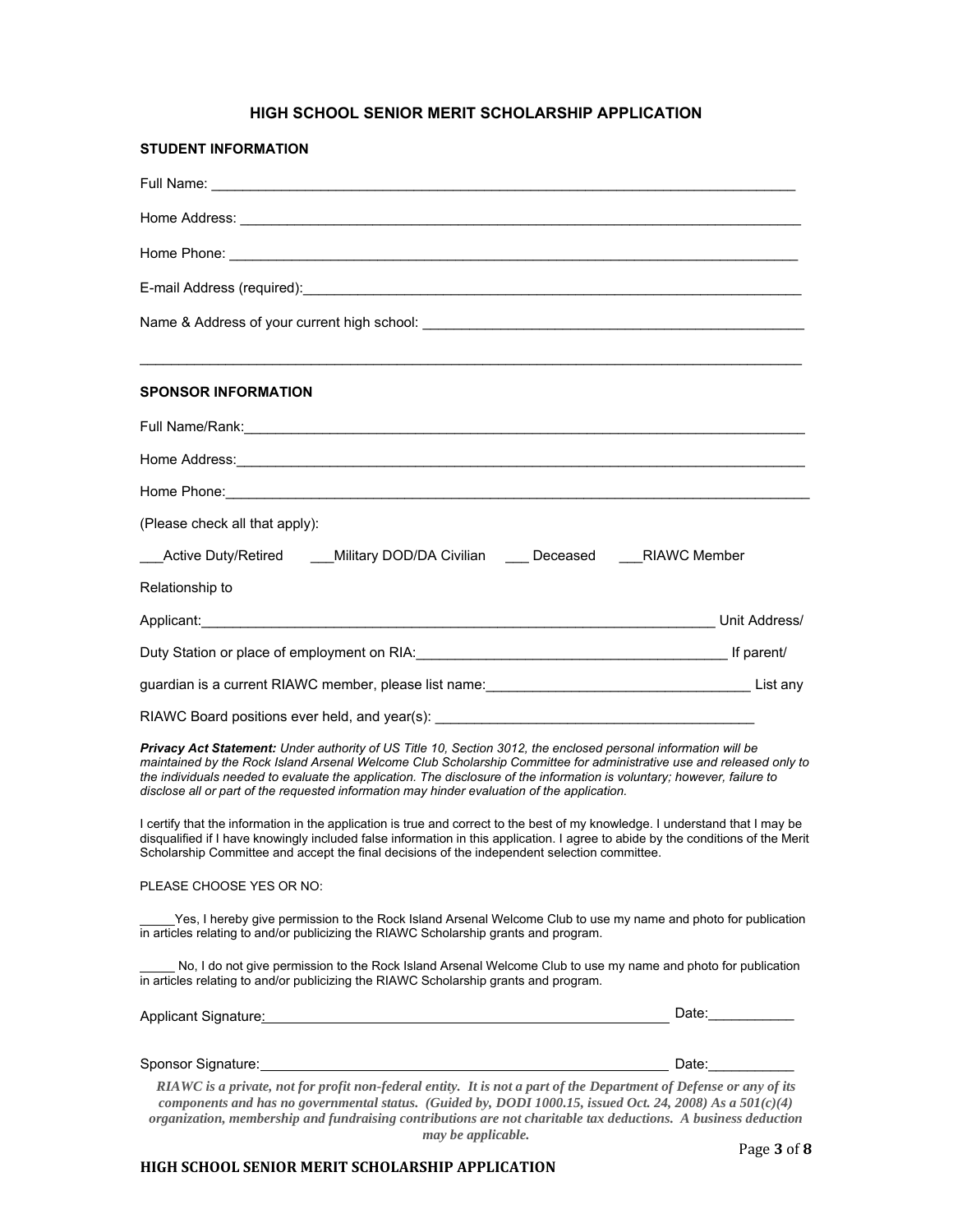# HIGH SCHOOL SENIOR MERIT SCHOLARSHIP APPLICATION

**STUDENT INFORMATION**

Full Name: ___________________________________________________________________________

Home Address: ________________________________________________________________________

Home Phone: _________________________________________________________________________

E-mail Address (required):_________________________________________________________________

Name & Address of your current high school: _________________________________________________

______________________________________________________________________________________

**SPONSOR INFORMATION**

Full Name/Rank:________________________________________________________________________

Home Address:_________________________________________________________________________

Home Phone:___________________________________________________________________________

(Please check all that apply):

___Active Duty/Retired ___Military DOD/DA Civilian ___ Deceased ___RIAWC Member

Relationship to Applicant:_____________________________________________________________

Unit Address/ Duty Station or place of employment on RIA:________________________________________

If parent/ guardian is a current RIAWC member, please list name:__________________________________

List any RIAWC Board positions ever held, and year(s): _________________________________________

***Privacy Act Statement:*** *Under authority of US Title 10, Section 3012, the enclosed personal information will be maintained by the Rock Island Arsenal Welcome Club Scholarship Committee for administrative use and released only to the individuals needed to evaluate the application. The disclosure of the information is voluntary; however, failure to disclose all or part of the requested information may hinder evaluation of the application.*

I certify that the information in the application is true and correct to the best of my knowledge. I understand that I may be disqualified if I have knowingly included false information in this application. I agree to abide by the conditions of the Merit Scholarship Committee and accept the final decisions of the independent selection committee.

PLEASE CHOOSE YES OR NO:

_____Yes, I hereby give permission to the Rock Island Arsenal Welcome Club to use my name and photo for publication in articles relating to and/or publicizing the RIAWC Scholarship grants and program.

_____ No, I do not give permission to the Rock Island Arsenal Welcome Club to use my name and photo for publication in articles relating to and/or publicizing the RIAWC Scholarship grants and program.

Applicant Signature:_______________________________________________ Date:___________

Sponsor Signature:________________________________________________ Date:___________

***RIAWC is a private, not for profit non-federal entity. It is not a part of the Department of Defense or any of its components and has no governmental status. (Guided by, DODI 1000.15, issued Oct. 24, 2008) As a 501(c)(4) organization, membership and fundraising contributions are not charitable tax deductions. A business deduction may be applicable.***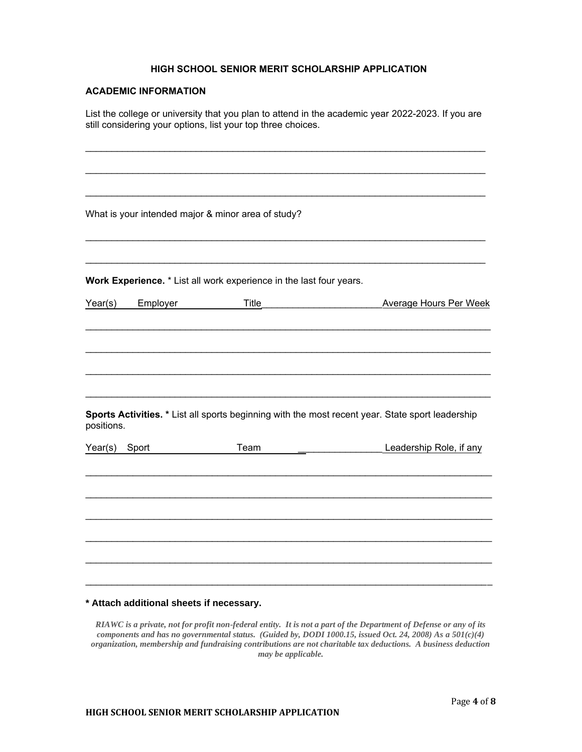# HIGH SCHOOL SENIOR MERIT SCHOLARSHIP APPLICATION

## ACADEMIC INFORMATION

List the college or university that you plan to attend in the academic year 2022-2023. If you are still considering your options, list your top three choices.

______________________________________________________________________________

______________________________________________________________________________

______________________________________________________________________________

What is your intended major & minor area of study?

______________________________________________________________________________

______________________________________________________________________________

**Work Experience.** * List all work experience in the last four years.

| Year(s) | Employer | Title | Average Hours Per Week |
|---|---|---|---|
| | | | |
| | | | |
| | | | |
| | | | |

**Sports Activities.** * List all sports beginning with the most recent year. State sport leadership positions.

| Year(s) | Sport | Team | Leadership Role, if any |
|---|---|---|---|
| | | | |
| | | | |
| | | | |
| | | | |
| | | | |
| | | | |

**\* Attach additional sheets if necessary.**

***RIAWC is a private, not for profit non-federal entity. It is not a part of the Department of Defense or any of its components and has no governmental status. (Guided by, DODI 1000.15, issued Oct. 24, 2008) As a 501(c)(4) organization, membership and fundraising contributions are not charitable tax deductions. A business deduction may be applicable.***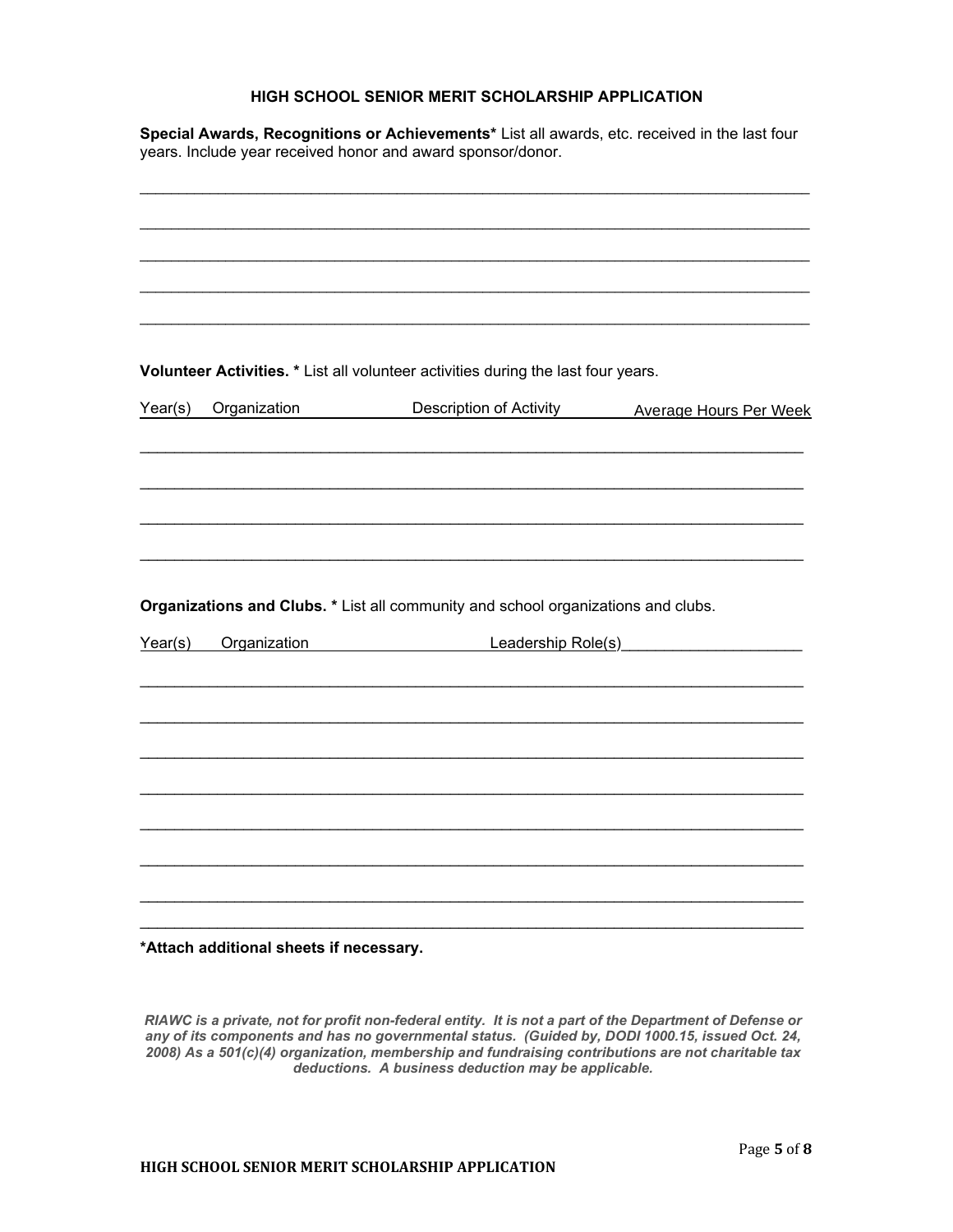## HIGH SCHOOL SENIOR MERIT SCHOLARSHIP APPLICATION

**Special Awards, Recognitions or Achievements*** List all awards, etc. received in the last four years. Include year received honor and award sponsor/donor.

______________________________________________________________________________

______________________________________________________________________________

______________________________________________________________________________

______________________________________________________________________________

______________________________________________________________________________

**Volunteer Activities. *** List all volunteer activities during the last four years.

| Year(s) | Organization | Description of Activity | Average Hours Per Week |
|---|---|---|---|
| | | | |
| | | | |
| | | | |
| | | | |

**Organizations and Clubs. *** List all community and school organizations and clubs.

| Year(s) | Organization | Leadership Role(s) |
|---|---|---|
| | | |
| | | |
| | | |
| | | |
| | | |
| | | |
| | | |
| | | |

**\*Attach additional sheets if necessary.**

***RIAWC is a private, not for profit non-federal entity. It is not a part of the Department of Defense or any of its components and has no governmental status. (Guided by, DODI 1000.15, issued Oct. 24, 2008) As a 501(c)(4) organization, membership and fundraising contributions are not charitable tax deductions. A business deduction may be applicable.***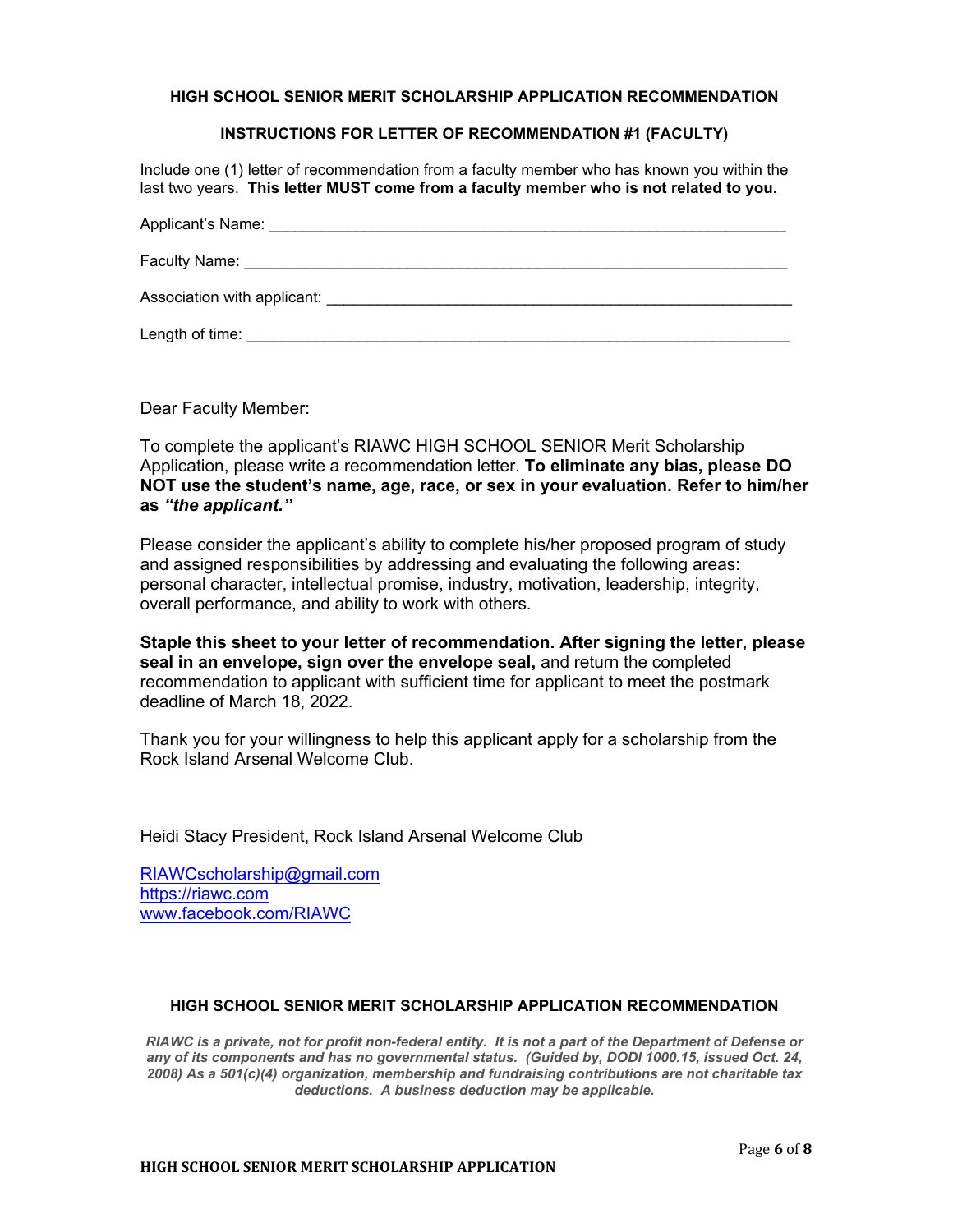### HIGH SCHOOL SENIOR MERIT SCHOLARSHIP APPLICATION RECOMMENDATION

#### INSTRUCTIONS FOR LETTER OF RECOMMENDATION #1 (FACULTY)

Include one (1) letter of recommendation from a faculty member who has known you within the last two years. **This letter MUST come from a faculty member who is not related to you.**

Applicant's Name: ______________________________________________________________

Faculty Name: _________________________________________________________________

Association with applicant: _______________________________________________________

Length of time: ________________________________________________________________

Dear Faculty Member:

To complete the applicant's RIAWC HIGH SCHOOL SENIOR Merit Scholarship Application, please write a recommendation letter. **To eliminate any bias, please DO NOT use the student's name, age, race, or sex in your evaluation. Refer to him/her as *"the applicant."***

Please consider the applicant's ability to complete his/her proposed program of study and assigned responsibilities by addressing and evaluating the following areas: personal character, intellectual promise, industry, motivation, leadership, integrity, overall performance, and ability to work with others.

**Staple this sheet to your letter of recommendation. After signing the letter, please seal in an envelope, sign over the envelope seal,** and return the completed recommendation to applicant with sufficient time for applicant to meet the postmark deadline of March 18, 2022.

Thank you for your willingness to help this applicant apply for a scholarship from the Rock Island Arsenal Welcome Club.

Heidi Stacy President, Rock Island Arsenal Welcome Club

RIAWCscholarship@gmail.com
https://riawc.com
www.facebook.com/RIAWC

### HIGH SCHOOL SENIOR MERIT SCHOLARSHIP APPLICATION RECOMMENDATION

***RIAWC is a private, not for profit non-federal entity. It is not a part of the Department of Defense or any of its components and has no governmental status. (Guided by, DODI 1000.15, issued Oct. 24, 2008) As a 501(c)(4) organization, membership and fundraising contributions are not charitable tax deductions. A business deduction may be applicable.***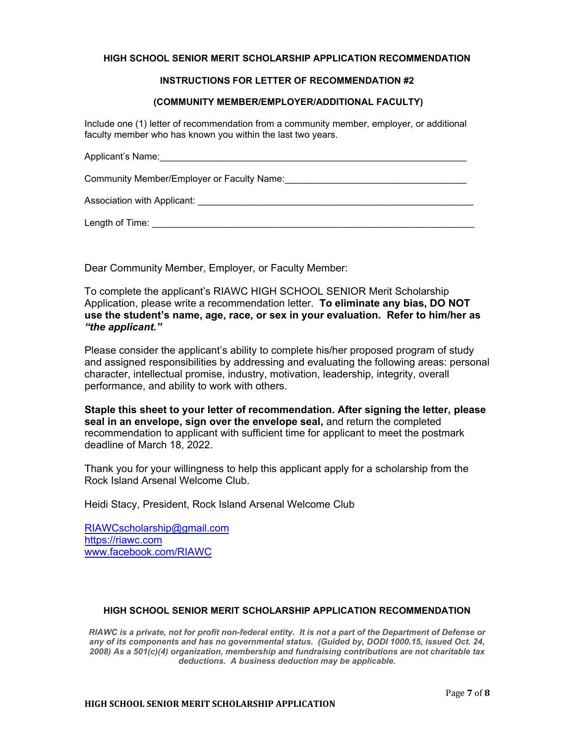**HIGH SCHOOL SENIOR MERIT SCHOLARSHIP APPLICATION RECOMMENDATION**

**INSTRUCTIONS FOR LETTER OF RECOMMENDATION #2**

**(COMMUNITY MEMBER/EMPLOYER/ADDITIONAL FACULTY)**

Include one (1) letter of recommendation from a community member, employer, or additional faculty member who has known you within the last two years.

Applicant's Name:_______________________________________________________________

Community Member/Employer or Faculty Name:___________________________________

Association with Applicant: ______________________________________________________

Length of Time: ________________________________________________________________

Dear Community Member, Employer, or Faculty Member:

To complete the applicant's RIAWC HIGH SCHOOL SENIOR Merit Scholarship Application, please write a recommendation letter. **To eliminate any bias, DO NOT use the student's name, age, race, or sex in your evaluation. Refer to him/her as *"the applicant."***

Please consider the applicant's ability to complete his/her proposed program of study and assigned responsibilities by addressing and evaluating the following areas: personal character, intellectual promise, industry, motivation, leadership, integrity, overall performance, and ability to work with others.

**Staple this sheet to your letter of recommendation. After signing the letter, please seal in an envelope, sign over the envelope seal,** and return the completed recommendation to applicant with sufficient time for applicant to meet the postmark deadline of March 18, 2022.

Thank you for your willingness to help this applicant apply for a scholarship from the Rock Island Arsenal Welcome Club.

Heidi Stacy, President, Rock Island Arsenal Welcome Club

RIAWCscholarship@gmail.com
https://riawc.com
www.facebook.com/RIAWC

**HIGH SCHOOL SENIOR MERIT SCHOLARSHIP APPLICATION RECOMMENDATION**

***RIAWC is a private, not for profit non-federal entity. It is not a part of the Department of Defense or any of its components and has no governmental status. (Guided by, DODI 1000.15, issued Oct. 24, 2008) As a 501(c)(4) organization, membership and fundraising contributions are not charitable tax deductions. A business deduction may be applicable.***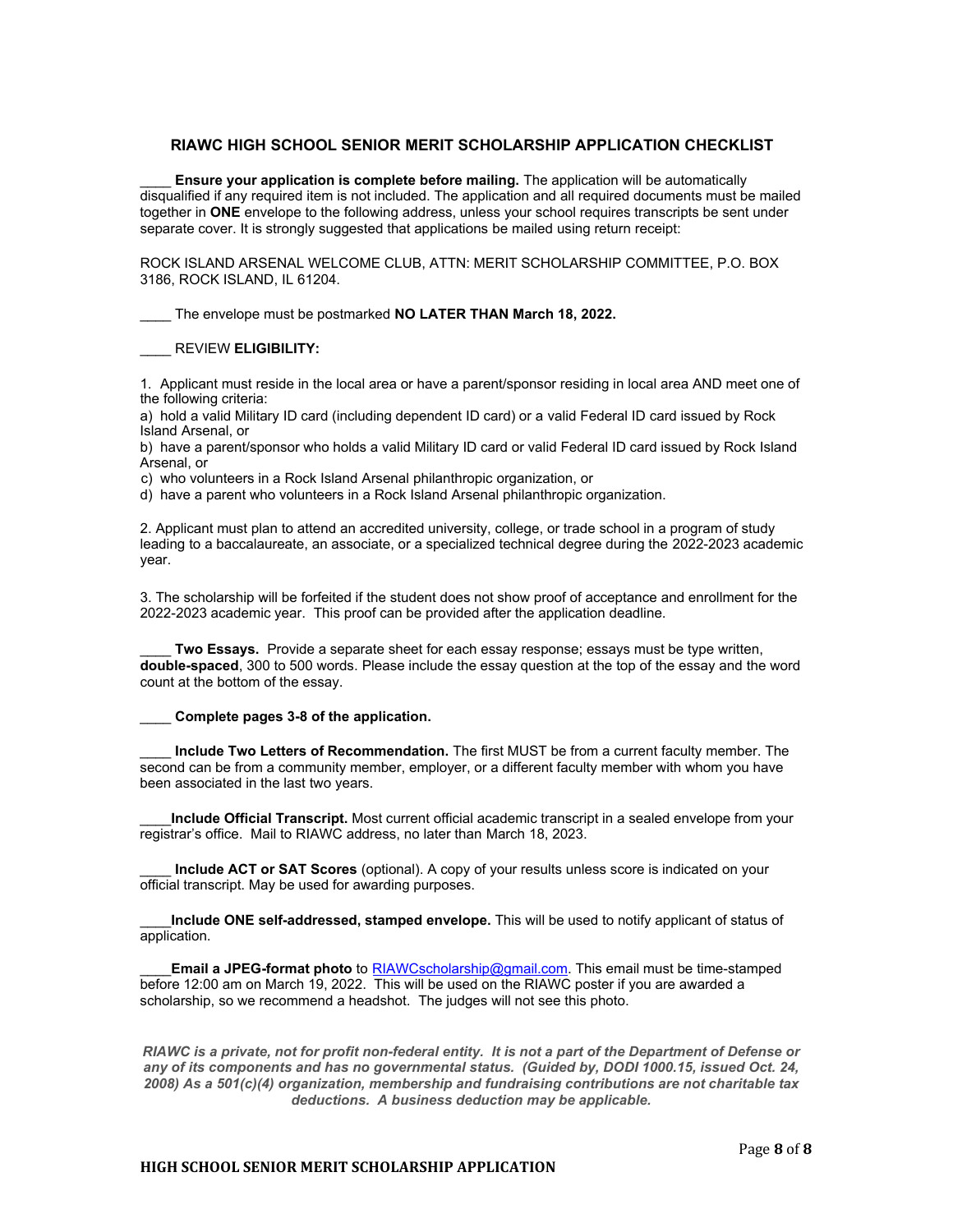## RIAWC HIGH SCHOOL SENIOR MERIT SCHOLARSHIP APPLICATION CHECKLIST

____ **Ensure your application is complete before mailing.** The application will be automatically disqualified if any required item is not included. The application and all required documents must be mailed together in **ONE** envelope to the following address, unless your school requires transcripts be sent under separate cover. It is strongly suggested that applications be mailed using return receipt:

ROCK ISLAND ARSENAL WELCOME CLUB, ATTN: MERIT SCHOLARSHIP COMMITTEE, P.O. BOX 3186, ROCK ISLAND, IL 61204.

____ The envelope must be postmarked **NO LATER THAN March 18, 2022.**

____ REVIEW **ELIGIBILITY:**

1. Applicant must reside in the local area or have a parent/sponsor residing in local area AND meet one of the following criteria:

a) hold a valid Military ID card (including dependent ID card) or a valid Federal ID card issued by Rock Island Arsenal, or

b) have a parent/sponsor who holds a valid Military ID card or valid Federal ID card issued by Rock Island Arsenal, or

c) who volunteers in a Rock Island Arsenal philanthropic organization, or

d) have a parent who volunteers in a Rock Island Arsenal philanthropic organization.

2. Applicant must plan to attend an accredited university, college, or trade school in a program of study leading to a baccalaureate, an associate, or a specialized technical degree during the 2022-2023 academic year.

3. The scholarship will be forfeited if the student does not show proof of acceptance and enrollment for the 2022-2023 academic year. This proof can be provided after the application deadline.

____ **Two Essays.** Provide a separate sheet for each essay response; essays must be type written, **double-spaced**, 300 to 500 words. Please include the essay question at the top of the essay and the word count at the bottom of the essay.

____ **Complete pages 3-8 of the application.**

____ **Include Two Letters of Recommendation.** The first MUST be from a current faculty member. The second can be from a community member, employer, or a different faculty member with whom you have been associated in the last two years.

____**Include Official Transcript.** Most current official academic transcript in a sealed envelope from your registrar's office. Mail to RIAWC address, no later than March 18, 2023.

____ **Include ACT or SAT Scores** (optional). A copy of your results unless score is indicated on your official transcript. May be used for awarding purposes.

____**Include ONE self-addressed, stamped envelope.** This will be used to notify applicant of status of application.

____**Email a JPEG-format photo** to RIAWCscholarship@gmail.com. This email must be time-stamped before 12:00 am on March 19, 2022. This will be used on the RIAWC poster if you are awarded a scholarship, so we recommend a headshot. The judges will not see this photo.

***RIAWC is a private, not for profit non-federal entity. It is not a part of the Department of Defense or any of its components and has no governmental status. (Guided by, DODI 1000.15, issued Oct. 24, 2008) As a 501(c)(4) organization, membership and fundraising contributions are not charitable tax deductions. A business deduction may be applicable.***